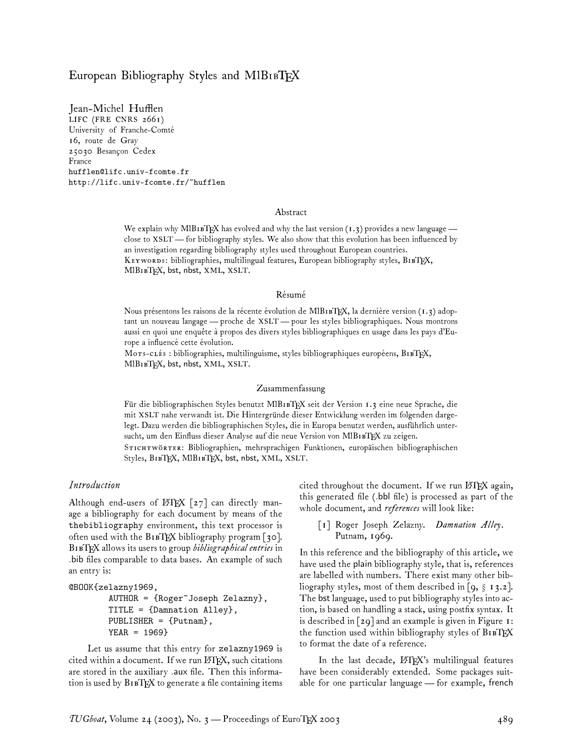# European Bibliography Styles and MlBibTeX

Jean-Michel Hufflen
LIFC (FRE CNRS 2661)
University of Franche-Comté
16, route de Gray
25030 Besançon Cedex
France
hufflen@lifc.univ-fcomte.fr
http://lifc.univ-fcomte.fr/~hufflen

## Abstract

We explain why MlBibTeX has evolved and why the last version (1.3) provides a new language — close to XSLT — for bibliography styles. We also show that this evolution has been influenced by an investigation regarding bibliography styles used throughout European countries.

Keywords: bibliographies, multilingual features, European bibliography styles, BibTeX, MlBibTeX, bst, nbst, XML, XSLT.

## Résumé

Nous présentons les raisons de la récente évolution de MlBibTeX, la dernière version (1.3) adoptant un nouveau langage — proche de XSLT — pour les styles bibliographiques. Nous montrons aussi en quoi une enquête à propos des divers styles bibliographiques en usage dans les pays d'Europe a influencé cette évolution.

Mots-clés : bibliographies, multilinguisme, styles bibliographiques européens, BibTeX, MlBibTeX, bst, nbst, XML, XSLT.

## Zusammenfassung

Für die bibliographischen Styles benutzt MlBibTeX seit der Version 1.3 eine neue Sprache, die mit XSLT nahe verwandt ist. Die Hintergründe dieser Entwicklung werden im folgenden dargelegt. Dazu werden die bibliographischen Styles, die in Europa benutzt werden, ausführlich untersucht, um den Einfluss dieser Analyse auf die neue Version von MlBibTeX zu zeigen.

Stichtwörter: Bibliographien, mehrsprachigen Funktionen, europäischen bibliographischen Styles, BibTeX, MlBibTeX, bst, nbst, XML, XSLT.

## *Introduction*

Although end-users of LaTeX [27] can directly manage a bibliography for each document by means of the thebibliography environment, this text processor is often used with the BibTeX bibliography program [30]. BibTeX allows its users to group *bibliographical entries* in .bib files comparable to data bases. An example of such an entry is:

```
@BOOK{zelazny1969,
        AUTHOR = {Roger~Joseph Zelazny},
        TITLE = {Damnation Alley},
        PUBLISHER = {Putnam},
        YEAR = 1969}
```

Let us assume that this entry for zelazny1969 is cited within a document. If we run LaTeX, such citations are stored in the auxiliary .aux file. Then this information is used by BibTeX to generate a file containing items cited throughout the document. If we run LaTeX again, this generated file (.bbl file) is processed as part of the whole document, and *references* will look like:

> [1] Roger Joseph Zelazny. *Damnation Alley*. Putnam, 1969.

In this reference and the bibliography of this article, we have used the plain bibliography style, that is, references are labelled with numbers. There exist many other bibliography styles, most of them described in [9, § 13.2]. The bst language, used to put bibliography styles into action, is based on handling a stack, using postfix syntax. It is described in [29] and an example is given in Figure 1: the function used within bibliography styles of BibTeX to format the date of a reference.

In the last decade, LaTeX's multilingual features have been considerably extended. Some packages suitable for one particular language — for example, french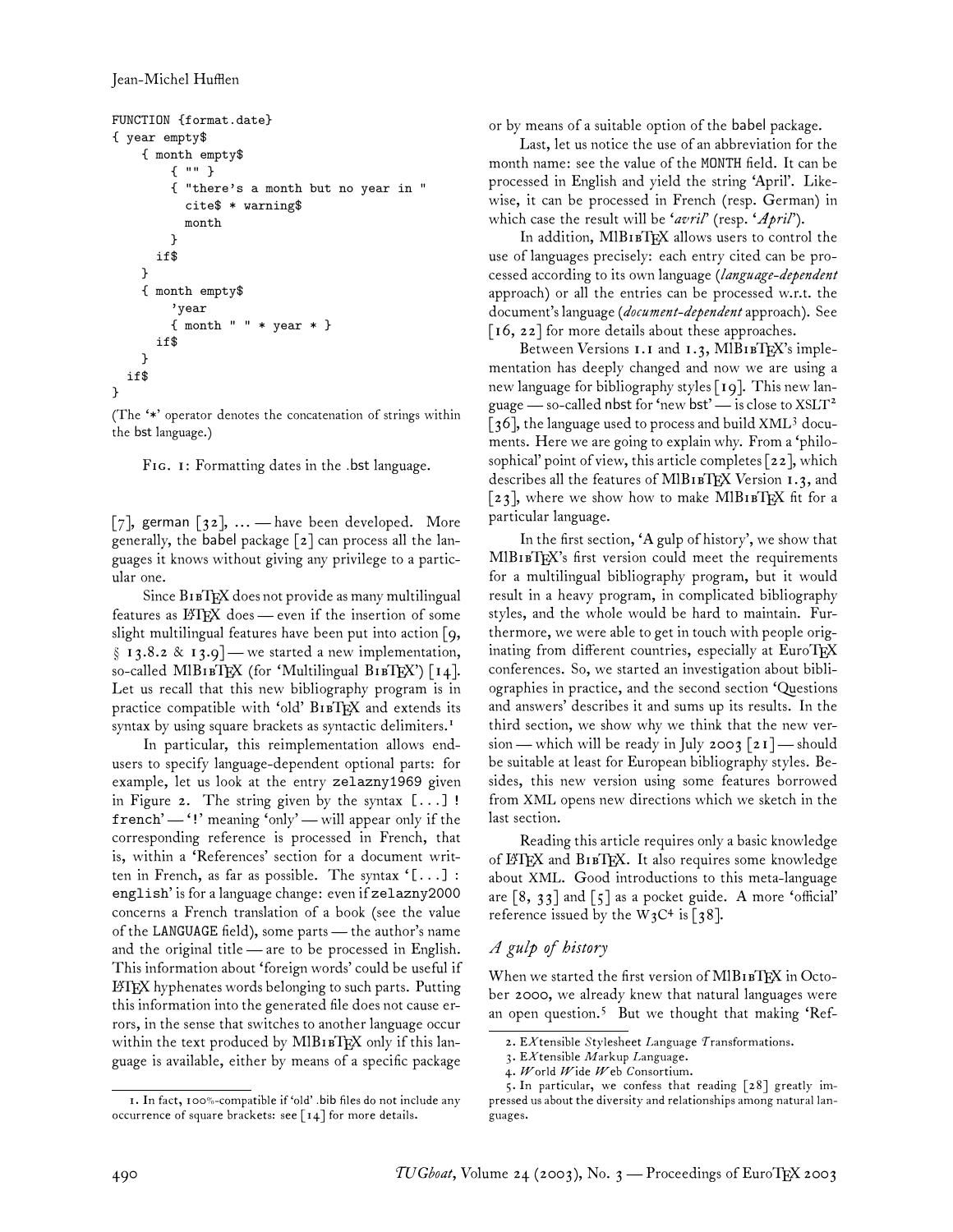```
FUNCTION {format.date}
{ year empty$
    { month empty$
        { "" }
        { "there's a month but no year in "
          cite$ * warning$
          month
        }
      if$
    }
    { month empty$
        'year
        { month " " * year * }
      if$
    }
  if$
}
```

(The '*' operator denotes the concatenation of strings within the bst language.)

FIG. 1: Formatting dates in the .bst language.

[7], german [32], ... — have been developed. More generally, the babel package [2] can process all the languages it knows without giving any privilege to a particular one.

Since BibTeX does not provide as many multilingual features as LaTeX does — even if the insertion of some slight multilingual features have been put into action [9, § 13.8.2 & 13.9] — we started a new implementation, so-called MlBibTeX (for 'Multilingual BibTeX') [14]. Let us recall that this new bibliography program is in practice compatible with 'old' BibTeX and extends its syntax by using square brackets as syntactic delimiters.[1]

In particular, this reimplementation allows end-users to specify language-dependent optional parts: for example, let us look at the entry `zelazny1969` given in Figure 2. The string given by the syntax `[...] ! french'` — '`!`' meaning 'only' — will appear only if the corresponding reference is processed in French, that is, within a 'References' section for a document written in French, as far as possible. The syntax '`[...] : english`' is for a language change: even if `zelazny2000` concerns a French translation of a book (see the value of the `LANGUAGE` field), some parts — the author's name and the original title — are to be processed in English. This information about 'foreign words' could be useful if LaTeX hyphenates words belonging to such parts. Putting this information into the generated file does not cause errors, in the sense that switches to another language occur within the text produced by MlBibTeX only if this language is available, either by means of a specific package or by means of a suitable option of the babel package.

Last, let us notice the use of an abbreviation for the month name: see the value of the `MONTH` field. It can be processed in English and yield the string 'April'. Likewise, it can be processed in French (resp. German) in which case the result will be '*avril*' (resp. '*April*').

In addition, MlBibTeX allows users to control the use of languages precisely: each entry cited can be processed according to its own language (***language-dependent*** approach) or all the entries can be processed w.r.t. the document's language (***document-dependent*** approach). See [16, 22] for more details about these approaches.

Between Versions 1.1 and 1.3, MlBibTeX's implementation has deeply changed and now we are using a new language for bibliography styles [19]. This new language — so-called nbst for 'new bst' — is close to XSLT[2] [36], the language used to process and build XML[3] documents. Here we are going to explain why. From a 'philosophical' point of view, this article completes [22], which describes all the features of MlBibTeX Version 1.3, and [23], where we show how to make MlBibTeX fit for a particular language.

In the first section, 'A gulp of history', we show that MlBibTeX's first version could meet the requirements for a multilingual bibliography program, but it would result in a heavy program, in complicated bibliography styles, and the whole would be hard to maintain. Furthermore, we were able to get in touch with people originating from different countries, especially at EuroTeX conferences. So, we started an investigation about bibliographies in practice, and the second section 'Questions and answers' describes it and sums up its results. In the third section, we show why we think that the new version — which will be ready in July 2003 [21] — should be suitable at least for European bibliography styles. Besides, this new version using some features borrowed from XML opens new directions which we sketch in the last section.

Reading this article requires only a basic knowledge of LaTeX and BibTeX. It also requires some knowledge about XML. Good introductions to this meta-language are [8, 33] and [5] as a pocket guide. A more 'official' reference issued by the W3C[4] is [38].

## *A gulp of history*

When we started the first version of MlBibTeX in October 2000, we already knew that natural languages were an open question.[5] But we thought that making 'Ref-

---

1. In fact, 100%-compatible if 'old' .bib files do not include any occurrence of square brackets: see [14] for more details.

2. E*X*tensible *S*tylesheet *L*anguage *T*ransformations.

3. E*X*tensible *M*arkup *L*anguage.

4. *W*orld *W*ide *W*eb Consortium.

5. In particular, we confess that reading [28] greatly impressed us about the diversity and relationships among natural languages.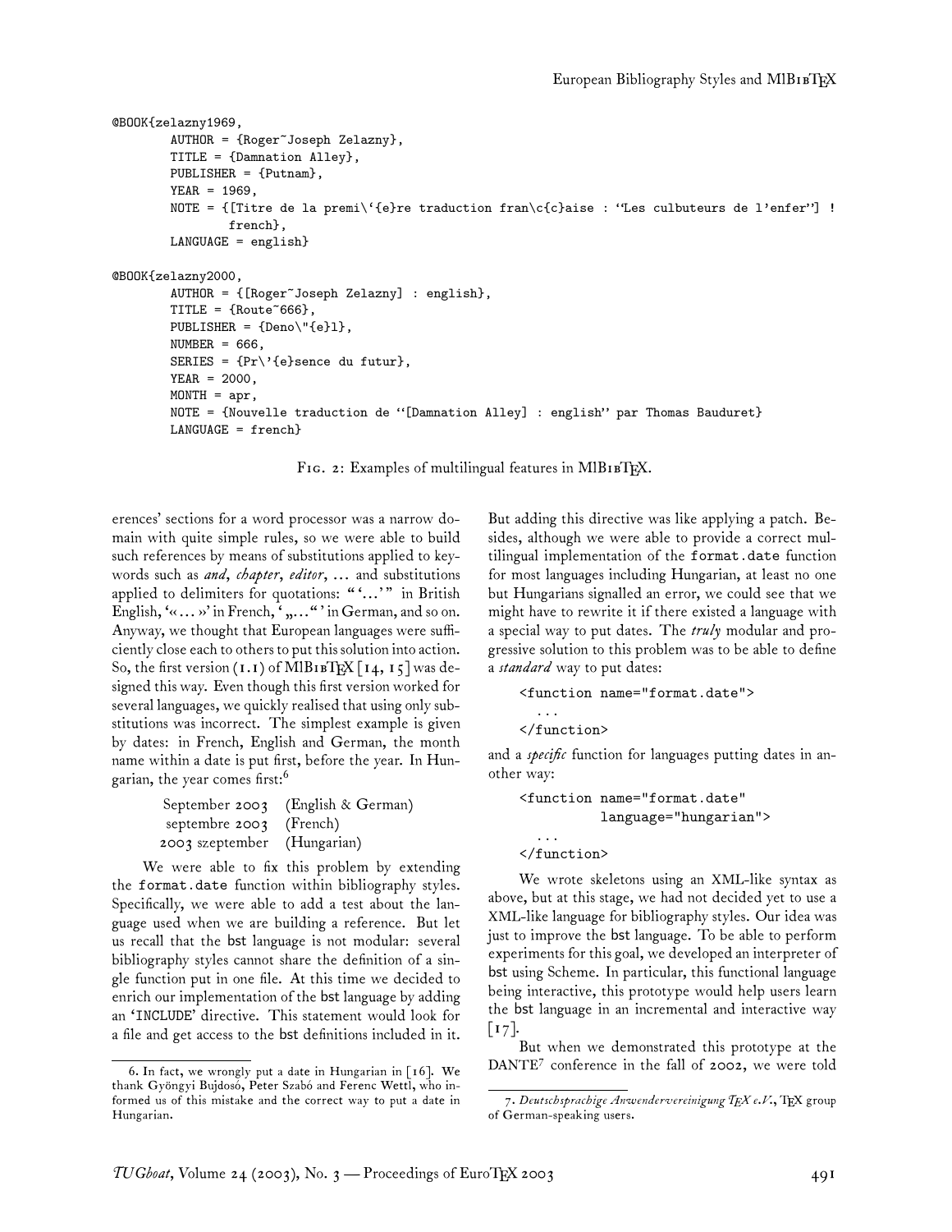```
@BOOK{zelazny1969,
        AUTHOR = {Roger~Joseph Zelazny},
        TITLE = {Damnation Alley},
        PUBLISHER = {Putnam},
        YEAR = 1969,
        NOTE = {[Titre de la premi\'{e}re traduction fran\c{c}aise : ``Les culbuteurs de l'enfer''] !
                french},
        LANGUAGE = english}

@BOOK{zelazny2000,
        AUTHOR = {[Roger~Joseph Zelazny] : english},
        TITLE = {Route~666},
        PUBLISHER = {Deno\"{e}l},
        NUMBER = 666,
        SERIES = {Pr\'{e}sence du futur},
        YEAR = 2000,
        MONTH = apr,
        NOTE = {Nouvelle traduction de ``[Damnation Alley] : english'' par Thomas Bauduret}
        LANGUAGE = french}
```

Fig. 2: Examples of multilingual features in MlBibTeX.

erences' sections for a word processor was a narrow domain with quite simple rules, so we were able to build such references by means of substitutions applied to keywords such as *and*, *chapter*, *editor*, ... and substitutions applied to delimiters for quotations: "'...'" in British English, '« ... »' in French, '„...“' in German, and so on. Anyway, we thought that European languages were sufficiently close each to others to put this solution into action. So, the first version (1.1) of MlBibTeX [14, 15] was designed this way. Even though this first version worked for several languages, we quickly realised that using only substitutions was incorrect. The simplest example is given by dates: in French, English and German, the month name within a date is put first, before the year. In Hungarian, the year comes first:[6]

| | |
|---|---|
| September 2003 | (English & German) |
| septembre 2003 | (French) |
| 2003 szeptember | (Hungarian) |

We were able to fix this problem by extending the `format.date` function within bibliography styles. Specifically, we were able to add a test about the language used when we are building a reference. But let us recall that the bst language is not modular: several bibliography styles cannot share the definition of a single function put in one file. At this time we decided to enrich our implementation of the bst language by adding an 'INCLUDE' directive. This statement would look for a file and get access to the bst definitions included in it. But adding this directive was like applying a patch. Besides, although we were able to provide a correct multilingual implementation of the `format.date` function for most languages including Hungarian, at least no one but Hungarians signalled an error, we could see that we might have to rewrite it if there existed a language with a special way to put dates. The *truly* modular and progressive solution to this problem was to be able to define a *standard* way to put dates:

```
<function name="format.date">
  ...
</function>
```

and a *specific* function for languages putting dates in another way:

```
<function name="format.date"
          language="hungarian">
  ...
</function>
```

We wrote skeletons using an XML-like syntax as above, but at this stage, we had not decided yet to use a XML-like language for bibliography styles. Our idea was just to improve the bst language. To be able to perform experiments for this goal, we developed an interpreter of bst using Scheme. In particular, this functional language being interactive, this prototype would help users learn the bst language in an incremental and interactive way [17].

But when we demonstrated this prototype at the DANTE[7] conference in the fall of 2002, we were told

6. In fact, we wrongly put a date in Hungarian in [16]. We thank Gyöngyi Bujdosó, Peter Szabó and Ferenc Wettl, who informed us of this mistake and the correct way to put a date in Hungarian.

7. *Deutschsprachige Anwendervereinigung TEX e.V.*, TeX group of German-speaking users.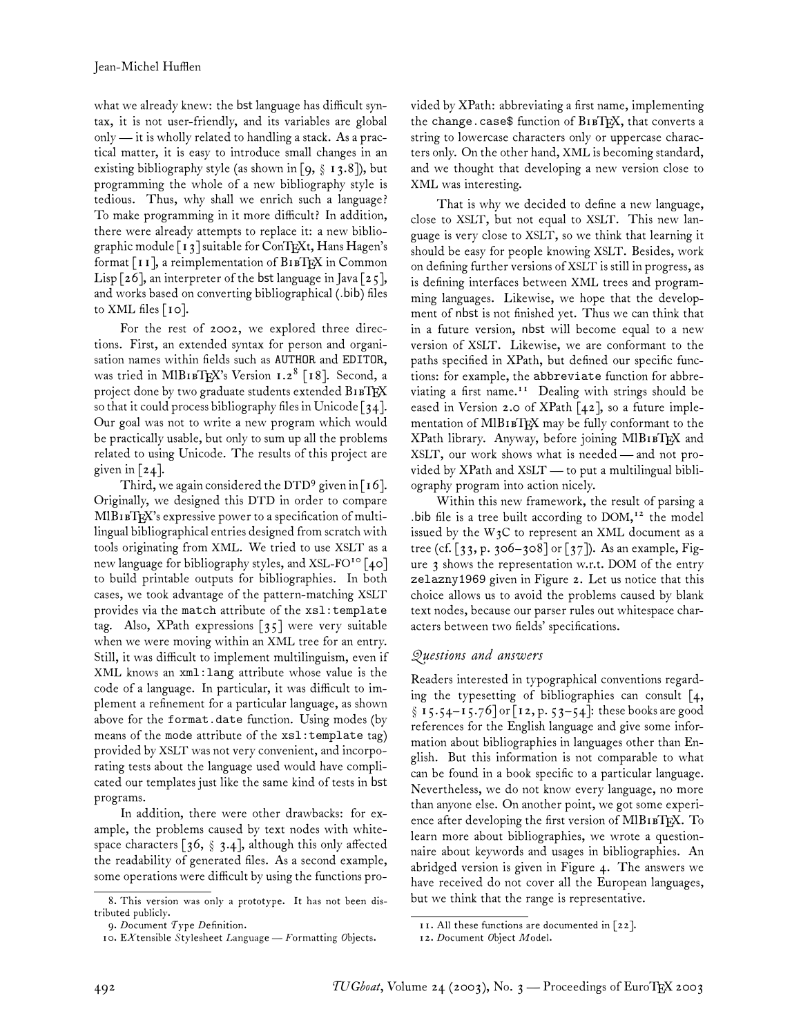what we already knew: the bst language has difficult syntax, it is not user-friendly, and its variables are global only — it is wholly related to handling a stack. As a practical matter, it is easy to introduce small changes in an existing bibliography style (as shown in [9, § 13.8]), but programming the whole of a new bibliography style is tedious. Thus, why shall we enrich such a language? To make programming in it more difficult? In addition, there were already attempts to replace it: a new bibliographic module [13] suitable for ConTEXt, Hans Hagen's format [11], a reimplementation of BIBTEX in Common Lisp [26], an interpreter of the bst language in Java [25], and works based on converting bibliographical (.bib) files to XML files [10].

For the rest of 2002, we explored three directions. First, an extended syntax for person and organisation names within fields such as AUTHOR and EDITOR, was tried in MlBIBTEX's Version 1.2[8] [18]. Second, a project done by two graduate students extended BIBTEX so that it could process bibliography files in Unicode [34]. Our goal was not to write a new program which would be practically usable, but only to sum up all the problems related to using Unicode. The results of this project are given in [24].

Third, we again considered the DTD[9] given in [16]. Originally, we designed this DTD in order to compare MlBIBTEX's expressive power to a specification of multilingual bibliographical entries designed from scratch with tools originating from XML. We tried to use XSLT as a new language for bibliography styles, and XSL-FO[10] [40] to build printable outputs for bibliographies. In both cases, we took advantage of the pattern-matching XSLT provides via the `match` attribute of the `xsl:template` tag. Also, XPath expressions [35] were very suitable when we were moving within an XML tree for an entry. Still, it was difficult to implement multilinguism, even if XML knows an `xml:lang` attribute whose value is the code of a language. In particular, it was difficult to implement a refinement for a particular language, as shown above for the `format.date` function. Using modes (by means of the `mode` attribute of the `xsl:template` tag) provided by XSLT was not very convenient, and incorporating tests about the language used would have complicated our templates just like the same kind of tests in bst programs.

In addition, there were other drawbacks: for example, the problems caused by text nodes with whitespace characters [36, § 3.4], although this only affected the readability of generated files. As a second example, some operations were difficult by using the functions provided by XPath: abbreviating a first name, implementing the `change.case$` function of BIBTEX, that converts a string to lowercase characters only or uppercase characters only. On the other hand, XML is becoming standard, and we thought that developing a new version close to XML was interesting.

That is why we decided to define a new language, close to XSLT, but not equal to XSLT. This new language is very close to XSLT, so we think that learning it should be easy for people knowing XSLT. Besides, work on defining further versions of XSLT is still in progress, as is defining interfaces between XML trees and programming languages. Likewise, we hope that the development of nbst is not finished yet. Thus we can think that in a future version, nbst will become equal to a new version of XSLT. Likewise, we are conformant to the paths specified in XPath, but defined our specific functions: for example, the `abbreviate` function for abbreviating a first name.[11] Dealing with strings should be eased in Version 2.0 of XPath [42], so a future implementation of MlBIBTEX may be fully conformant to the XPath library. Anyway, before joining MlBIBTEX and XSLT, our work shows what is needed — and not provided by XPath and XSLT — to put a multilingual bibliography program into action nicely.

Within this new framework, the result of parsing a .bib file is a tree built according to DOM,[12] the model issued by the W3C to represent an XML document as a tree (cf. [33, p. 306–308] or [37]). As an example, Figure 3 shows the representation w.r.t. DOM of the entry `zelazny1969` given in Figure 2. Let us notice that this choice allows us to avoid the problems caused by blank text nodes, because our parser rules out whitespace characters between two fields' specifications.

## *Questions and answers*

Readers interested in typographical conventions regarding the typesetting of bibliographies can consult [4, § 15.54–15.76] or [12, p. 53–54]: these books are good references for the English language and give some information about bibliographies in languages other than English. But this information is not comparable to what can be found in a book specific to a particular language. Nevertheless, we do not know every language, no more than anyone else. On another point, we got some experience after developing the first version of MlBIBTEX. To learn more about bibliographies, we wrote a questionnaire about keywords and usages in bibliographies. An abridged version is given in Figure 4. The answers we have received do not cover all the European languages, but we think that the range is representative.

---

8. This version was only a prototype. It has not been distributed publicly.

9. *D*ocument *T*ype *D*efinition.

10. E*X*tensible *S*tylesheet *L*anguage — *F*ormatting *O*bjects.

11. All these functions are documented in [22].

12. *D*ocument *O*bject *M*odel.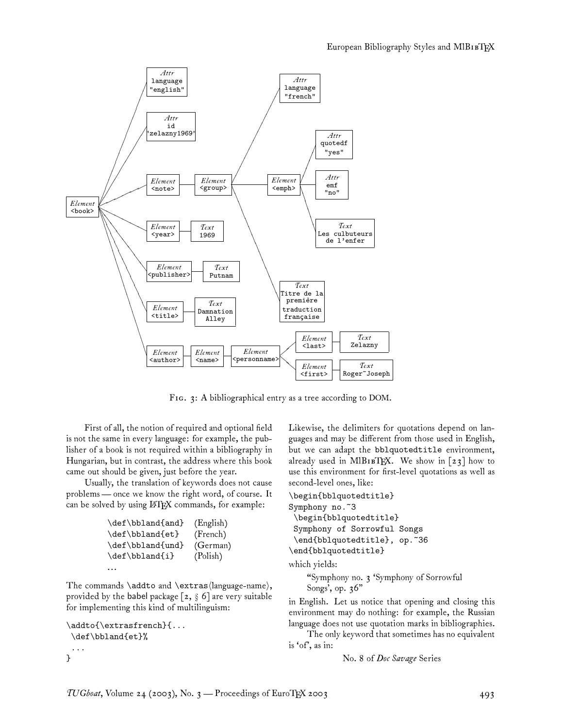Fig. 3: A bibliographical entry as a tree according to DOM.

First of all, the notion of required and optional field is not the same in every language: for example, the publisher of a book is not required within a bibliography in Hungarian, but in contrast, the address where this book came out should be given, just before the year.

Usually, the translation of keywords does not cause problems — once we know the right word, of course. It can be solved by using LaTeX commands, for example:

```
\def\bbland{and}   (English)
\def\bbland{et}    (French)
\def\bbland{und}   (German)
\def\bbland{i}     (Polish)
...
```

The commands `\addto` and `\extras⟨language-name⟩`, provided by the babel package [2, § 6] are very suitable for implementing this kind of multilinguism:

```
\addto{\extrasfrench}{...
 \def\bbland{et}%
 ...
}
```

Likewise, the delimiters for quotations depend on languages and may be different from those used in English, but we can adapt the `bblquotedtitle` environment, already used in MlBibTeX. We show in [23] how to use this environment for first-level quotations as well as second-level ones, like:

```
\begin{bblquotedtitle}
Symphony no.~3
 \begin{bblquotedtitle}
 Symphony of Sorrowful Songs
 \end{bblquotedtitle}, op.~36
\end{bblquotedtitle}
```

which yields:

> "Symphony no. 3 'Symphony of Sorrowful Songs', op. 36"

in English. Let us notice that opening and closing this environment may do nothing: for example, the Russian language does not use quotation marks in bibliographies.

The only keyword that sometimes has no equivalent is 'of', as in:

No. 8 of *Doc Savage* Series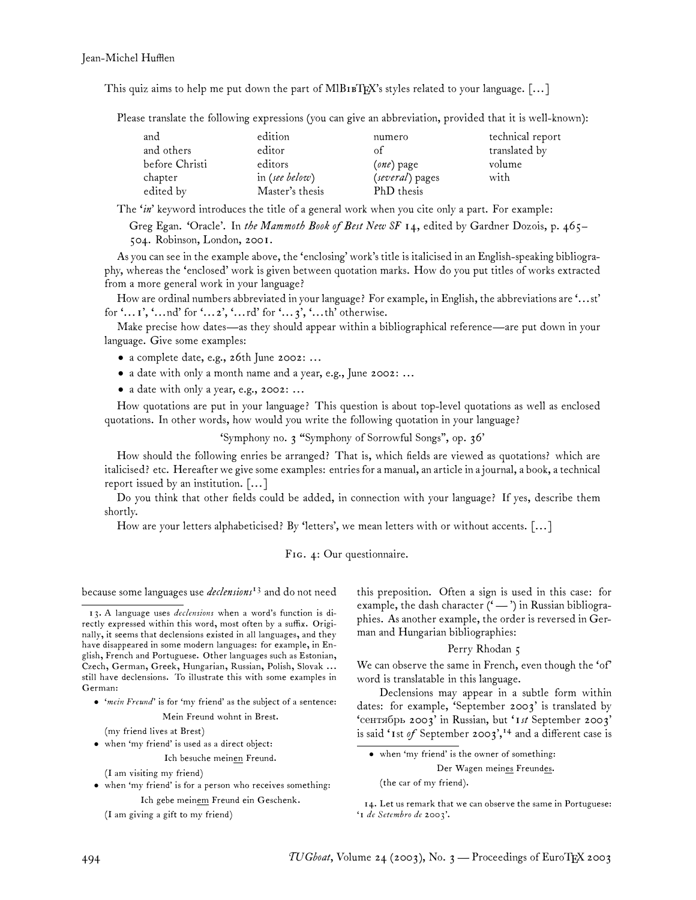This quiz aims to help me put down the part of MlBIBTEX's styles related to your language. [...]

Please translate the following expressions (you can give an abbreviation, provided that it is well-known):

| | | | |
|---|---|---|---|
| and | edition | numero | technical report |
| and others | editor | of | translated by |
| before Christi | editors | (*one*) page | volume |
| chapter | in (*see below*) | (*several*) pages | with |
| edited by | Master's thesis | PhD thesis | |

The '*in*' keyword introduces the title of a general work when you cite only a part. For example:

Greg Egan. 'Oracle'. In *the Mammoth Book of Best New SF* 14, edited by Gardner Dozois, p. 465–504. Robinson, London, 2001.

As you can see in the example above, the 'enclosing' work's title is italicised in an English-speaking bibliography, whereas the 'enclosed' work is given between quotation marks. How do you put titles of works extracted from a more general work in your language?

How are ordinal numbers abbreviated in your language? For example, in English, the abbreviations are '...st' for '...1', '...nd' for '...2', '...rd' for '...3', '...th' otherwise.

Make precise how dates—as they should appear within a bibliographical reference—are put down in your language. Give some examples:

- a complete date, e.g., 26th June 2002: ...
- a date with only a month name and a year, e.g., June 2002: ...
- a date with only a year, e.g., 2002: ...

How quotations are put in your language? This question is about top-level quotations as well as enclosed quotations. In other words, how would you write the following quotation in your language?

'Symphony no. 3 "Symphony of Sorrowful Songs", op. 36'

How should the following enries be arranged? That is, which fields are viewed as quotations? which are italicised? etc. Hereafter we give some examples: entries for a manual, an article in a journal, a book, a technical report issued by an institution. [...]

Do you think that other fields could be added, in connection with your language? If yes, describe them shortly.

How are your letters alphabeticised? By 'letters', we mean letters with or without accents. [...]

Fig. 4: Our questionnaire.

because some languages use *declensions*[13] and do not need this preposition. Often a sign is used in this case: for example, the dash character ('—') in Russian bibliographies. As another example, the order is reversed in German and Hungarian bibliographies:

Perry Rhodan 5

We can observe the same in French, even though the 'of' word is translatable in this language.

Declensions may appear in a subtle form within dates: for example, 'September 2003' is translated by 'сентябрь 2003' in Russian, but '1*st* September 2003' is said '1st *of* September 2003',[14] and a different case is

13. A language uses *declensions* when a word's function is directly expressed within this word, most often by a suffix. Originally, it seems that declensions existed in all languages, and they have disappeared in some modern languages: for example, in English, French and Portuguese. Other languages such as Estonian, Czech, German, Greek, Hungarian, Russian, Polish, Slovak ... still have declensions. To illustrate this with some examples in German:

- '*mein Freund*' is for 'my friend' as the subject of a sentence:

  Mein Freund wohnt in Brest.

  (my friend lives at Brest)
- when 'my friend' is used as a direct object:

  Ich besuche mein<u>en</u> Freund.

  (I am visiting my friend)
- when 'my friend' is for a person who receives something:

  Ich gebe mein<u>em</u> Freund ein Geschenk.

  (I am giving a gift to my friend)
- when 'my friend' is the owner of something:

  Der Wagen mein<u>es</u> Freund<u>es</u>.

  (the car of my friend).

14. Let us remark that we can observe the same in Portuguese: '1 *de Setembro de* 2003'.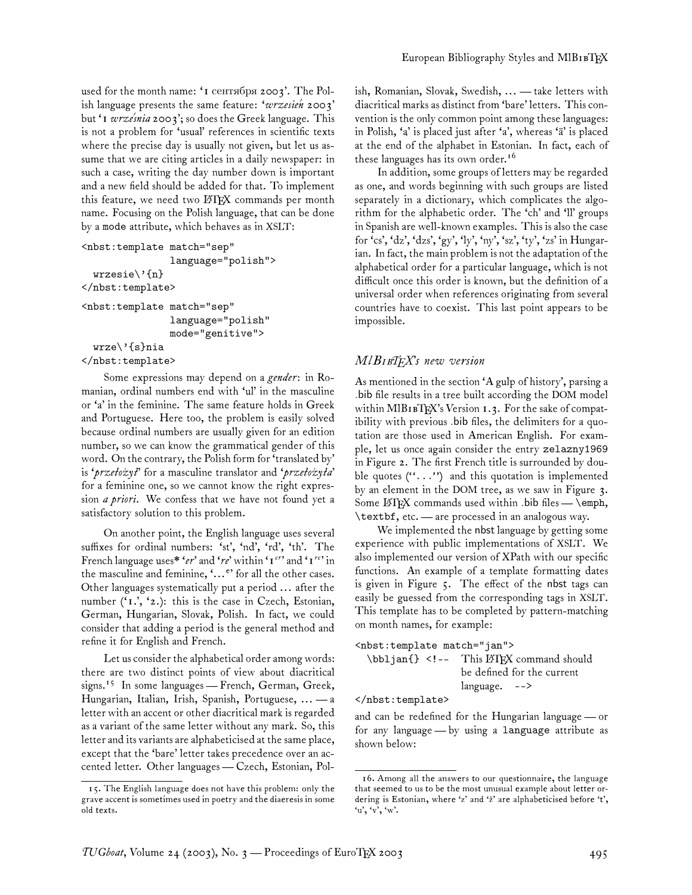used for the month name: '1 сентября 2003'. The Polish language presents the same feature: '*wrzesień* 2003' but '1 *września* 2003'; so does the Greek language. This is not a problem for 'usual' references in scientific texts where the precise day is usually not given, but let us assume that we are citing articles in a daily newspaper: in such a case, writing the day number down is important and a new field should be added for that. To implement this feature, we need two LaTeX commands per month name. Focusing on the Polish language, that can be done by a `mode` attribute, which behaves as in XSLT:

```
<nbst:template match="sep"
               language="polish">
  wrzesie\'{n}
</nbst:template>

<nbst:template match="sep"
               language="polish"
               mode="genitive">
  wrze\'{s}nia
</nbst:template>
```

Some expressions may depend on a *gender*: in Romanian, ordinal numbers end with 'ul' in the masculine or 'a' in the feminine. The same feature holds in Greek and Portuguese. Here too, the problem is easily solved because ordinal numbers are usually given for an edition number, so we can know the grammatical gender of this word. On the contrary, the Polish form for 'translated by' is '*przełożył*' for a masculine translator and '*przełożyła*' for a feminine one, so we cannot know the right expression *a priori*. We confess that we have not found yet a satisfactory solution to this problem.

On another point, the English language uses several suffixes for ordinal numbers: 'st', 'nd', 'rd', 'th'. The French language uses* '*er*' and '*re*' within '1$^{er}$' and '1$^{re}$' in the masculine and feminine, '...$^{e}$' for all the other cases. Other languages systematically put a period ... after the number ('1.', '2.'): this is the case in Czech, Estonian, German, Hungarian, Slovak, Polish. In fact, we could consider that adding a period is the general method and refine it for English and French.

Let us consider the alphabetical order among words: there are two distinct points of view about diacritical signs.[15] In some languages — French, German, Greek, Hungarian, Italian, Irish, Spanish, Portuguese, ... — a letter with an accent or other diacritical mark is regarded as a variant of the same letter without any mark. So, this letter and its variants are alphabeticised at the same place, except that the 'bare' letter takes precedence over an accented letter. Other languages — Czech, Estonian, Polish, Romanian, Slovak, Swedish, ... — take letters with diacritical marks as distinct from 'bare' letters. This convention is the only common point among these languages: in Polish, 'ą' is placed just after 'a', whereas 'ä' is placed at the end of the alphabet in Estonian. In fact, each of these languages has its own order.[16]

In addition, some groups of letters may be regarded as one, and words beginning with such groups are listed separately in a dictionary, which complicates the algorithm for the alphabetic order. The 'ch' and 'll' groups in Spanish are well-known examples. This is also the case for 'cs', 'dz', 'dzs', 'gy', 'ly', 'ny', 'sz', 'ty', 'zs' in Hungarian. In fact, the main problem is not the adaptation of the alphabetical order for a particular language, which is not difficult once this order is known, but the definition of a universal order when references originating from several countries have to coexist. This last point appears to be impossible.

## *MlBibTeX's new version*

As mentioned in the section 'A gulp of history', parsing a .bib file results in a tree built according the DOM model within MlBibTeX's Version 1.3. For the sake of compatibility with previous .bib files, the delimiters for a quotation are those used in American English. For example, let us once again consider the entry `zelazny1969` in Figure 2. The first French title is surrounded by double quotes (``...'') and this quotation is implemented by an element in the DOM tree, as we saw in Figure 3. Some LaTeX commands used within .bib files — `\emph`, `\textbf`, etc. — are processed in an analogous way.

We implemented the nbst language by getting some experience with public implementations of XSLT. We also implemented our version of XPath with our specific functions. An example of a template formatting dates is given in Figure 5. The effect of the nbst tags can easily be guessed from the corresponding tags in XSLT. This template has to be completed by pattern-matching on month names, for example:

```
<nbst:template match="jan">
  \bbljan{} <!--  This LaTeX command should
                  be defined for the current
                  language.  -->
</nbst:template>
```

and can be redefined for the Hungarian language — or for any language — by using a `language` attribute as shown below:

---

15. The English language does not have this problem: only the grave accent is sometimes used in poetry and the diaeresis in some old texts.

16. Among all the answers to our questionnaire, the language that seemed to us to be the most unusual example about letter ordering is Estonian, where 'z' and 'ž' are alphabeticised before 't', 'u', 'v', 'w'.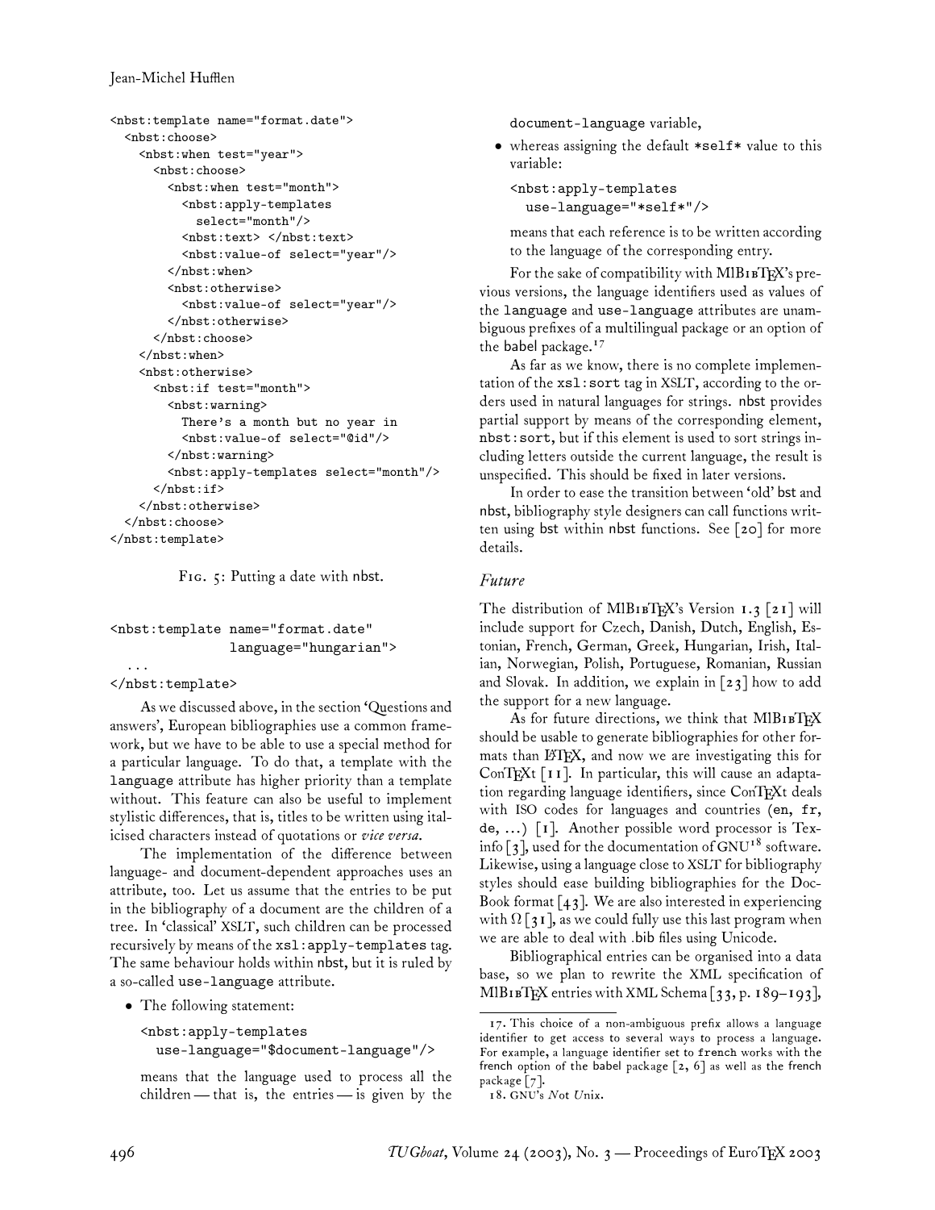```
<nbst:template name="format.date">
  <nbst:choose>
    <nbst:when test="year">
      <nbst:choose>
        <nbst:when test="month">
          <nbst:apply-templates
            select="month"/>
          <nbst:text> </nbst:text>
          <nbst:value-of select="year"/>
        </nbst:when>
        <nbst:otherwise>
          <nbst:value-of select="year"/>
        </nbst:otherwise>
      </nbst:choose>
    </nbst:when>
    <nbst:otherwise>
      <nbst:if test="month">
        <nbst:warning>
          There's a month but no year in
          <nbst:value-of select="@id"/>
        </nbst:warning>
        <nbst:apply-templates select="month"/>
      </nbst:if>
    </nbst:otherwise>
  </nbst:choose>
</nbst:template>
```

Fig. 5: Putting a date with nbst.

```
<nbst:template name="format.date"
               language="hungarian">
  ...
</nbst:template>
```

As we discussed above, in the section 'Questions and answers', European bibliographies use a common framework, but we have to be able to use a special method for a particular language. To do that, a template with the `language` attribute has higher priority than a template without. This feature can also be useful to implement stylistic differences, that is, titles to be written using italicised characters instead of quotations or *vice versa*.

The implementation of the difference between language- and document-dependent approaches uses an attribute, too. Let us assume that the entries to be put in the bibliography of a document are the children of a tree. In 'classical' XSLT, such children can be processed recursively by means of the `xsl:apply-templates` tag. The same behaviour holds within nbst, but it is ruled by a so-called `use-language` attribute.

- The following statement:

  ```
  <nbst:apply-templates
    use-language="$document-language"/>
  ```

  means that the language used to process all the children — that is, the entries — is given by the `document-language` variable,
- whereas assigning the default `*self*` value to this variable:

  ```
  <nbst:apply-templates
    use-language="*self*"/>
  ```

  means that each reference is to be written according to the language of the corresponding entry.

For the sake of compatibility with MlBibTeX's previous versions, the language identifiers used as values of the `language` and `use-language` attributes are unambiguous prefixes of a multilingual package or an option of the babel package.[17]

As far as we know, there is no complete implementation of the `xsl:sort` tag in XSLT, according to the orders used in natural languages for strings. nbst provides partial support by means of the corresponding element, `nbst:sort`, but if this element is used to sort strings including letters outside the current language, the result is unspecified. This should be fixed in later versions.

In order to ease the transition between 'old' bst and nbst, bibliography style designers can call functions written using bst within nbst functions. See [20] for more details.

## *Future*

The distribution of MlBibTeX's Version 1.3 [21] will include support for Czech, Danish, Dutch, English, Estonian, French, German, Greek, Hungarian, Irish, Italian, Norwegian, Polish, Portuguese, Romanian, Russian and Slovak. In addition, we explain in [23] how to add the support for a new language.

As for future directions, we think that MlBibTeX should be usable to generate bibliographies for other formats than LaTeX, and now we are investigating this for ConTeXt [11]. In particular, this will cause an adaptation regarding language identifiers, since ConTeXt deals with ISO codes for languages and countries (`en`, `fr`, `de`, ...) [1]. Another possible word processor is Texinfo [3], used for the documentation of GNU[18] software. Likewise, using a language close to XSLT for bibliography styles should ease building bibliographies for the DocBook format [43]. We are also interested in experiencing with Ω [31], as we could fully use this last program when we are able to deal with .bib files using Unicode.

Bibliographical entries can be organised into a data base, so we plan to rewrite the XML specification of MlBibTeX entries with XML Schema [33, p. 189–193],

---

17. This choice of a non-ambiguous prefix allows a language identifier to get access to several ways to process a language. For example, a language identifier set to `french` works with the `french` option of the babel package [2, 6] as well as the french package [7].

18. GNU's *N*ot *U*nix.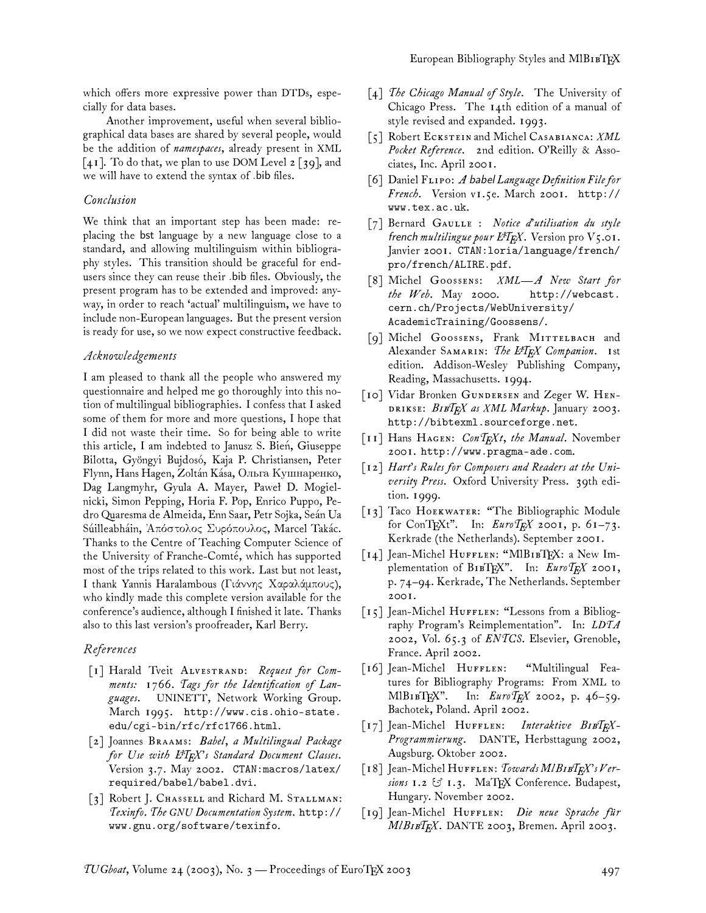which offers more expressive power than DTDs, especially for data bases.

Another improvement, useful when several bibliographical data bases are shared by several people, would be the addition of *namespaces*, already present in XML [41]. To do that, we plan to use DOM Level 2 [39], and we will have to extend the syntax of .bib files.

## *Conclusion*

We think that an important step has been made: replacing the bst language by a new language close to a standard, and allowing multilinguism within bibliography styles. This transition should be graceful for end-users since they can reuse their .bib files. Obviously, the present program has to be extended and improved: anyway, in order to reach 'actual' multilinguism, we have to include non-European languages. But the present version is ready for use, so we now expect constructive feedback.

## *Acknowledgements*

I am pleased to thank all the people who answered my questionnaire and helped me go thoroughly into this notion of multilingual bibliographies. I confess that I asked some of them for more and more questions, I hope that I did not waste their time. So for being able to write this article, I am indebted to Janusz S. Bień, Giuseppe Bilotta, Gyöngyi Bujdosó, Kaja P. Christiansen, Peter Flynn, Hans Hagen, Zoltán Kása, Ольга Кушнаренко, Dag Langmyhr, Gyula A. Mayer, Paweł D. Mogielnicki, Simon Pepping, Horia F. Pop, Enrico Puppo, Pedro Quaresma de Almeida, Enn Saar, Petr Sojka, Seán Ua Súilleabháin, Ἀπόστολος Συρόπουλος, Marcel Takác. Thanks to the Centre of Teaching Computer Science of the University of Franche-Comté, which has supported most of the trips related to this work. Last but not least, I thank Yannis Haralambous (Γιάννης Χαραλάμπους), who kindly made this complete version available for the conference's audience, although I finished it late. Thanks also to this last version's proofreader, Karl Berry.

## *References*

[1] Harald Tveit Alvestrand: *Request for Comments: 1766. Tags for the Identification of Languages*. UNINETT, Network Working Group. March 1995. http://www.cis.ohio-state.edu/cgi-bin/rfc/rfc1766.html.

[2] Joannes Braams: *Babel, a Multilingual Package for Use with LaTeX's Standard Document Classes*. Version 3.7. May 2002. CTAN:macros/latex/required/babel/babel.dvi.

[3] Robert J. Chassell and Richard M. Stallman: *Texinfo. The GNU Documentation System*. http://www.gnu.org/software/texinfo.

[4] *The Chicago Manual of Style*. The University of Chicago Press. The 14th edition of a manual of style revised and expanded. 1993.

[5] Robert Eckstein and Michel Casabianca: *XML Pocket Reference*. 2nd edition. O'Reilly & Associates, Inc. April 2001.

[6] Daniel Flipo: *A babel Language Definition File for French*. Version v1.5e. March 2001. http://www.tex.ac.uk.

[7] Bernard Gaulle : *Notice d'utilisation du style french multilingue pour LaTeX*. Version pro V5.01. Janvier 2001. CTAN:loria/language/french/pro/french/ALIRE.pdf.

[8] Michel Goossens: *XML—A New Start for the Web*. May 2000. http://webcast.cern.ch/Projects/WebUniversity/AcademicTraining/Goossens/.

[9] Michel Goossens, Frank Mittelbach and Alexander Samarin: *The LaTeX Companion*. 1st edition. Addison-Wesley Publishing Company, Reading, Massachusetts. 1994.

[10] Vidar Bronken Gundersen and Zeger W. Hendrikse: *BibTeX as XML Markup*. January 2003. http://bibtexml.sourceforge.net.

[11] Hans Hagen: *ConTeXt, the Manual*. November 2001. http://www.pragma-ade.com.

[12] *Hart's Rules for Composers and Readers at the University Press*. Oxford University Press. 39th edition. 1999.

[13] Taco Hoekwater: "The Bibliographic Module for ConTeXt". In: *EuroTeX 2001*, p. 61–73. Kerkrade (the Netherlands). September 2001.

[14] Jean-Michel Hufflen: "MlBibTeX: a New Implementation of BibTeX". In: *EuroTeX 2001*, p. 74–94. Kerkrade, The Netherlands. September 2001.

[15] Jean-Michel Hufflen: "Lessons from a Bibliography Program's Reimplementation". In: *LDTA 2002*, Vol. 65.3 of *ENTCS*. Elsevier, Grenoble, France. April 2002.

[16] Jean-Michel Hufflen: "Multilingual Features for Bibliography Programs: From XML to MlBibTeX". In: *EuroTeX 2002*, p. 46–59. Bachotek, Poland. April 2002.

[17] Jean-Michel Hufflen: *Interaktive BibTeX-Programmierung*. DANTE, Herbsttagung 2002, Augsburg. Oktober 2002.

[18] Jean-Michel Hufflen: *Towards MlBibTeX's Versions 1.2 & 1.3*. MaTeX Conference. Budapest, Hungary. November 2002.

[19] Jean-Michel Hufflen: *Die neue Sprache für MlBibTeX*. DANTE 2003, Bremen. April 2003.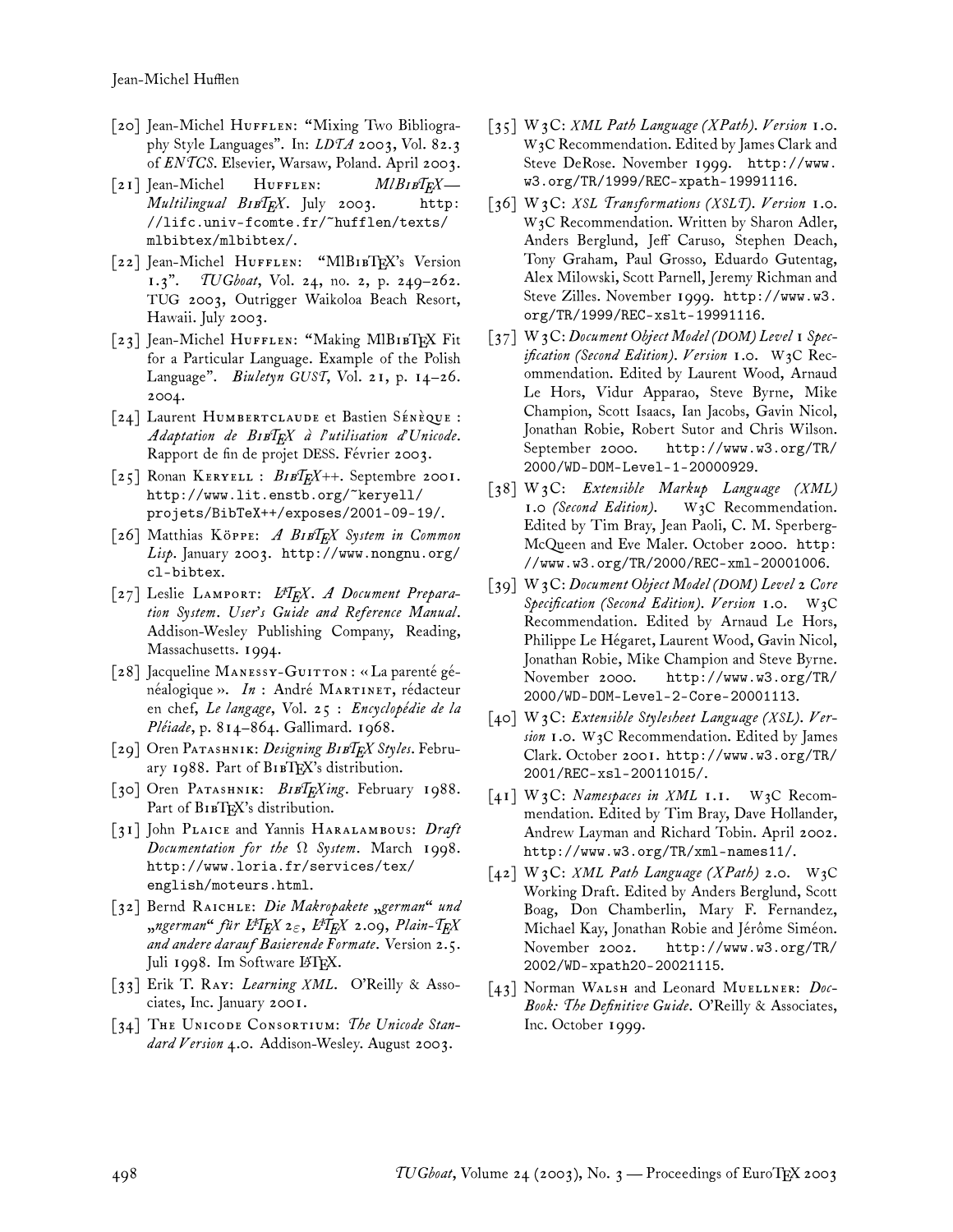[20] Jean-Michel HUFFLEN: "Mixing Two Bibliography Style Languages". In: *LDTA* 2003, Vol. 82.3 of *ENTCS*. Elsevier, Warsaw, Poland. April 2003.

[21] Jean-Michel HUFFLEN: *MlBIBTEX—Multilingual BIBTEX*. July 2003. http://lifc.univ-fcomte.fr/~hufflen/texts/mlbibtex/mlbibtex/.

[22] Jean-Michel HUFFLEN: "MlBIBTEX's Version 1.3". *TUGboat*, Vol. 24, no. 2, p. 249–262. TUG 2003, Outrigger Waikoloa Beach Resort, Hawaii. July 2003.

[23] Jean-Michel HUFFLEN: "Making MlBIBTEX Fit for a Particular Language. Example of the Polish Language". *Biuletyn GUST*, Vol. 21, p. 14–26. 2004.

[24] Laurent HUMBERTCLAUDE et Bastien SÉNÈQUE : *Adaptation de BIBTEX à l'utilisation d'Unicode*. Rapport de fin de projet DESS. Février 2003.

[25] Ronan KERYELL : *BIBTEX++*. Septembre 2001. http://www.lit.enstb.org/~keryell/projets/BibTeX++/exposes/2001-09-19/.

[26] Matthias KÖPPE: *A BIBTEX System in Common Lisp*. January 2003. http://www.nongnu.org/cl-bibtex.

[27] Leslie LAMPORT: *LATEX. A Document Preparation System. User's Guide and Reference Manual*. Addison-Wesley Publishing Company, Reading, Massachusetts. 1994.

[28] Jacqueline MANESSY-GUITTON : « La parenté généalogique ». *In* : André MARTINET, rédacteur en chef, *Le langage*, Vol. 25 : *Encyclopédie de la Pléiade*, p. 814–864. Gallimard. 1968.

[29] Oren PATASHNIK: *Designing BIBTEX Styles*. February 1988. Part of BIBTEX's distribution.

[30] Oren PATASHNIK: *BIBTEXing*. February 1988. Part of BIBTEX's distribution.

[31] John PLAICE and Yannis HARALAMBOUS: *Draft Documentation for the Ω System*. March 1998. http://www.loria.fr/services/tex/english/moteurs.html.

[32] Bernd RAICHLE: *Die Makropakete „german" und „ngerman" für LATEX 2ε, LATEX 2.09, Plain-TEX and andere darauf Basierende Formate*. Version 2.5. Juli 1998. Im Software LATEX.

[33] Erik T. RAY: *Learning XML*. O'Reilly & Associates, Inc. January 2001.

[34] THE UNICODE CONSORTIUM: *The Unicode Standard Version* 4.0. Addison-Wesley. August 2003.

[35] W3C: *XML Path Language (XPath). Version* 1.0. W3C Recommendation. Edited by James Clark and Steve DeRose. November 1999. http://www.w3.org/TR/1999/REC-xpath-19991116.

[36] W3C: *XSL Transformations (XSLT). Version* 1.0. W3C Recommendation. Written by Sharon Adler, Anders Berglund, Jeff Caruso, Stephen Deach, Tony Graham, Paul Grosso, Eduardo Gutentag, Alex Milowski, Scott Parnell, Jeremy Richman and Steve Zilles. November 1999. http://www.w3.org/TR/1999/REC-xslt-19991116.

[37] W3C: *Document Object Model (DOM) Level* 1 *Specification (Second Edition). Version* 1.0. W3C Recommendation. Edited by Laurent Wood, Arnaud Le Hors, Vidur Apparao, Steve Byrne, Mike Champion, Scott Isaacs, Ian Jacobs, Gavin Nicol, Jonathan Robie, Robert Sutor and Chris Wilson. September 2000. http://www.w3.org/TR/2000/WD-DOM-Level-1-20000929.

[38] W3C: *Extensible Markup Language (XML)* 1.0 *(Second Edition)*. W3C Recommendation. Edited by Tim Bray, Jean Paoli, C. M. Sperberg-McQueen and Eve Maler. October 2000. http://www.w3.org/TR/2000/REC-xml-20001006.

[39] W3C: *Document Object Model (DOM) Level* 2 *Core Specification (Second Edition). Version* 1.0. W3C Recommendation. Edited by Arnaud Le Hors, Philippe Le Hégaret, Laurent Wood, Gavin Nicol, Jonathan Robie, Mike Champion and Steve Byrne. November 2000. http://www.w3.org/TR/2000/WD-DOM-Level-2-Core-20001113.

[40] W3C: *Extensible Stylesheet Language (XSL). Version* 1.0. W3C Recommendation. Edited by James Clark. October 2001. http://www.w3.org/TR/2001/REC-xsl-20011015/.

[41] W3C: *Namespaces in XML* 1.1. W3C Recommendation. Edited by Tim Bray, Dave Hollander, Andrew Layman and Richard Tobin. April 2002. http://www.w3.org/TR/xml-names11/.

[42] W3C: *XML Path Language (XPath)* 2.0. W3C Working Draft. Edited by Anders Berglund, Scott Boag, Don Chamberlin, Mary F. Fernandez, Michael Kay, Jonathan Robie and Jérôme Siméon. November 2002. http://www.w3.org/TR/2002/WD-xpath20-20021115.

[43] Norman WALSH and Leonard MUELLNER: *DocBook: The Definitive Guide*. O'Reilly & Associates, Inc. October 1999.